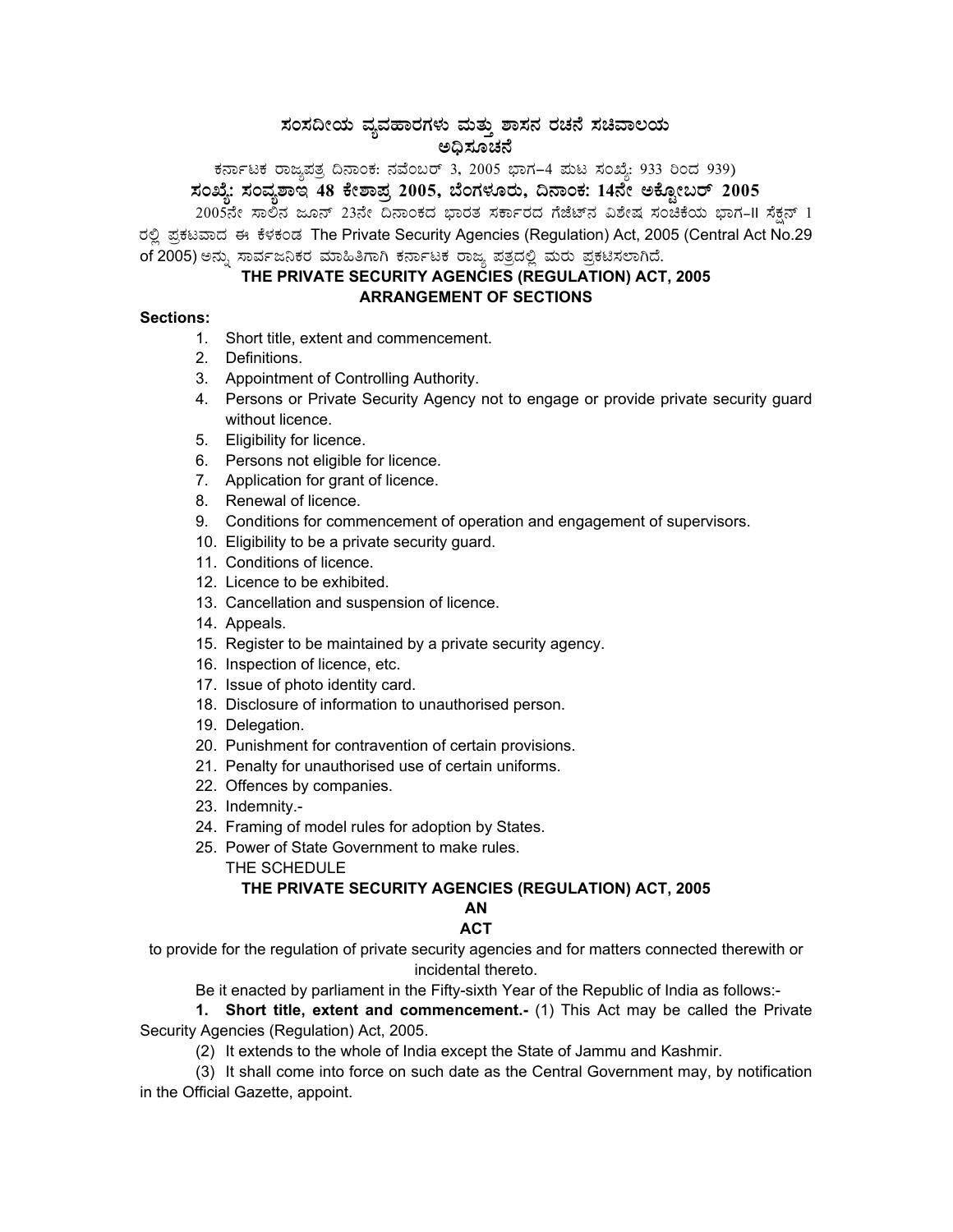# ಸಂಸದೀಯ ವ್ಯವಹಾರಗಳು ಮತ್ತು ಶಾಸನ ರಚನೆ ಸಚಿವಾಲಯ
## ಅಧಿಸೂಚನೆ

ಕರ್ನಾಟಕ ರಾಜ್ಯಪತ್ರ ದಿನಾಂಕ: ನವೆಂಬರ್ 3, 2005 ಭಾಗ–4 ಪುಟ ಸಂಖ್ಯೆ: 933 ರಿಂದ 939)

**ಸಂಖ್ಯೆ: ಸಂವ್ಯಶಾಇ 48 ಕೇಶಾಪ್ರ 2005, ಬೆಂಗಳೂರು, ದಿನಾಂಕ: 14ನೇ ಅಕ್ಟೋಬರ್ 2005**

2005ನೇ ಸಾಲಿನ ಜೂನ್ 23ನೇ ದಿನಾಂಕದ ಭಾರತ ಸರ್ಕಾರದ ಗೆಜೆಟ್‌ನ ವಿಶೇಷ ಸಂಚಿಕೆಯ ಭಾಗ-II ಸೆಕ್ಷನ್ 1 ರಲ್ಲಿ ಪ್ರಕಟವಾದ ಈ ಕೆಳಕಂಡ The Private Security Agencies (Regulation) Act, 2005 (Central Act No.29 of 2005) ಅನ್ನು ಸಾರ್ವಜನಿಕರ ಮಾಹಿತಿಗಾಗಿ ಕರ್ನಾಟಕ ರಾಜ್ಯ ಪತ್ರದಲ್ಲಿ ಮರು ಪ್ರಕಟಿಸಲಾಗಿದೆ.

## THE PRIVATE SECURITY AGENCIES (REGULATION) ACT, 2005
## ARRANGEMENT OF SECTIONS

**Sections:**

1. Short title, extent and commencement.
2. Definitions.
3. Appointment of Controlling Authority.
4. Persons or Private Security Agency not to engage or provide private security guard without licence.
5. Eligibility for licence.
6. Persons not eligible for licence.
7. Application for grant of licence.
8. Renewal of licence.
9. Conditions for commencement of operation and engagement of supervisors.
10. Eligibility to be a private security guard.
11. Conditions of licence.
12. Licence to be exhibited.
13. Cancellation and suspension of licence.
14. Appeals.
15. Register to be maintained by a private security agency.
16. Inspection of licence, etc.
17. Issue of photo identity card.
18. Disclosure of information to unauthorised person.
19. Delegation.
20. Punishment for contravention of certain provisions.
21. Penalty for unauthorised use of certain uniforms.
22. Offences by companies.
23. Indemnity.-
24. Framing of model rules for adoption by States.
25. Power of State Government to make rules.

THE SCHEDULE

## THE PRIVATE SECURITY AGENCIES (REGULATION) ACT, 2005
## AN
## ACT

to provide for the regulation of private security agencies and for matters connected therewith or incidental thereto.

Be it enacted by parliament in the Fifty-sixth Year of the Republic of India as follows:-

**1. Short title, extent and commencement.-** (1) This Act may be called the Private Security Agencies (Regulation) Act, 2005.

(2) It extends to the whole of India except the State of Jammu and Kashmir.

(3) It shall come into force on such date as the Central Government may, by notification in the Official Gazette, appoint.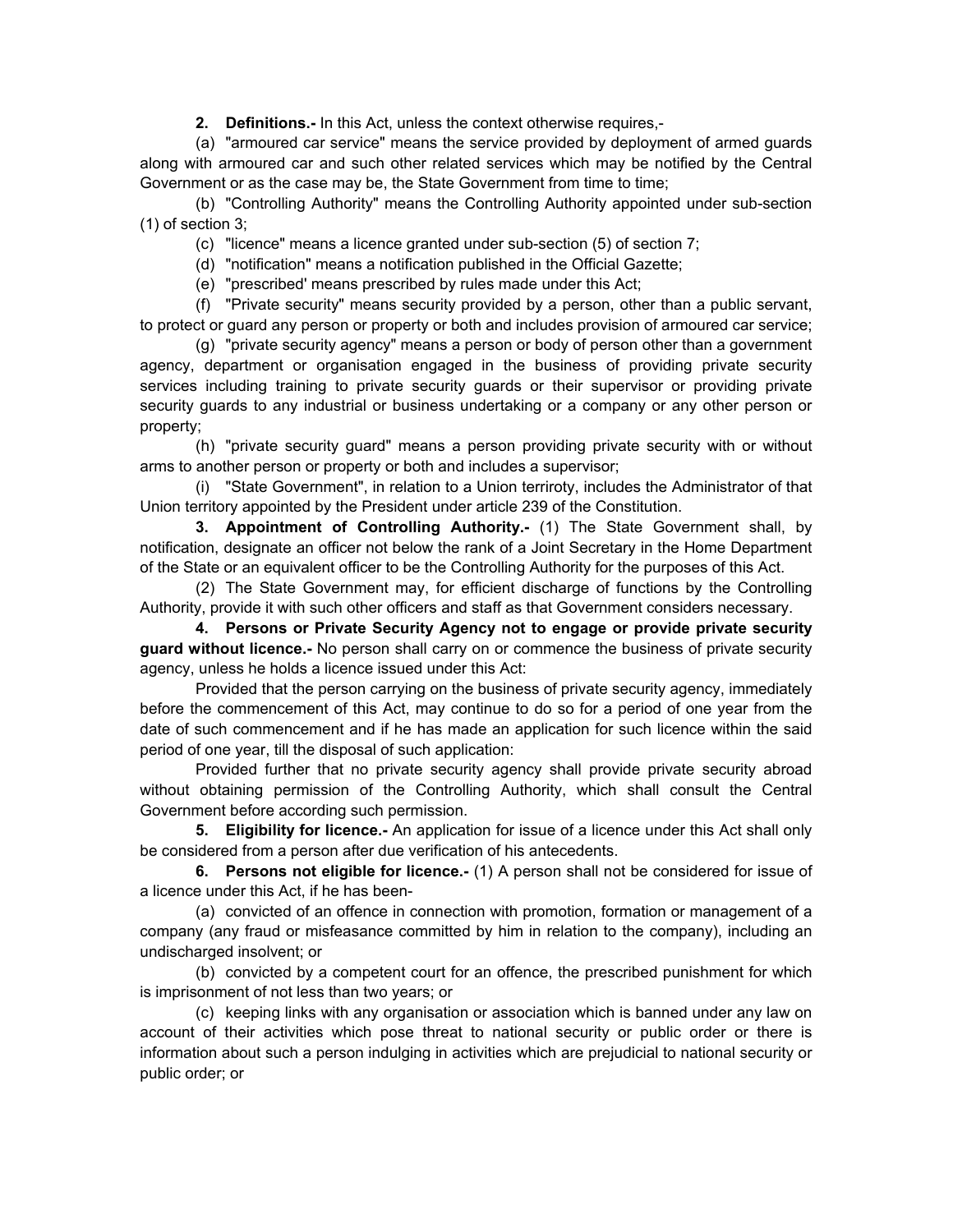**2. Definitions.-** In this Act, unless the context otherwise requires,-

(a) "armoured car service" means the service provided by deployment of armed guards along with armoured car and such other related services which may be notified by the Central Government or as the case may be, the State Government from time to time;

(b) "Controlling Authority" means the Controlling Authority appointed under sub-section (1) of section 3;

(c) "licence" means a licence granted under sub-section (5) of section 7;

(d) "notification" means a notification published in the Official Gazette;

(e) "prescribed' means prescribed by rules made under this Act;

(f) "Private security" means security provided by a person, other than a public servant, to protect or guard any person or property or both and includes provision of armoured car service;

(g) "private security agency" means a person or body of person other than a government agency, department or organisation engaged in the business of providing private security services including training to private security guards or their supervisor or providing private security guards to any industrial or business undertaking or a company or any other person or property;

(h) "private security guard" means a person providing private security with or without arms to another person or property or both and includes a supervisor;

(i) "State Government", in relation to a Union terriroty, includes the Administrator of that Union territory appointed by the President under article 239 of the Constitution.

**3. Appointment of Controlling Authority.-** (1) The State Government shall, by notification, designate an officer not below the rank of a Joint Secretary in the Home Department of the State or an equivalent officer to be the Controlling Authority for the purposes of this Act.

(2) The State Government may, for efficient discharge of functions by the Controlling Authority, provide it with such other officers and staff as that Government considers necessary.

**4. Persons or Private Security Agency not to engage or provide private security guard without licence.-** No person shall carry on or commence the business of private security agency, unless he holds a licence issued under this Act:

Provided that the person carrying on the business of private security agency, immediately before the commencement of this Act, may continue to do so for a period of one year from the date of such commencement and if he has made an application for such licence within the said period of one year, till the disposal of such application:

Provided further that no private security agency shall provide private security abroad without obtaining permission of the Controlling Authority, which shall consult the Central Government before according such permission.

**5. Eligibility for licence.-** An application for issue of a licence under this Act shall only be considered from a person after due verification of his antecedents.

**6. Persons not eligible for licence.-** (1) A person shall not be considered for issue of a licence under this Act, if he has been-

(a) convicted of an offence in connection with promotion, formation or management of a company (any fraud or misfeasance committed by him in relation to the company), including an undischarged insolvent; or

(b) convicted by a competent court for an offence, the prescribed punishment for which is imprisonment of not less than two years; or

(c) keeping links with any organisation or association which is banned under any law on account of their activities which pose threat to national security or public order or there is information about such a person indulging in activities which are prejudicial to national security or public order; or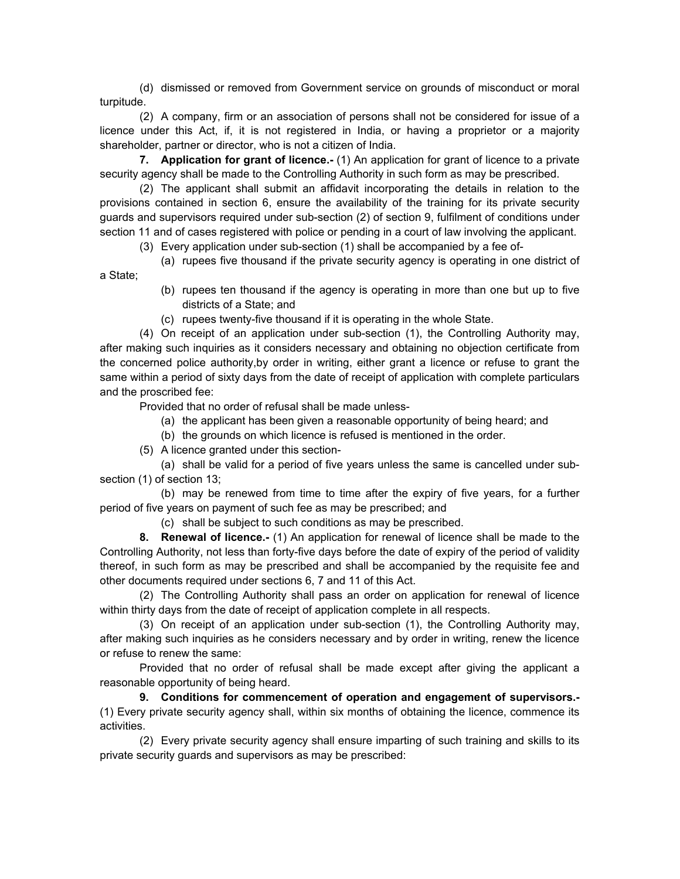(d) dismissed or removed from Government service on grounds of misconduct or moral turpitude.

(2) A company, firm or an association of persons shall not be considered for issue of a licence under this Act, if, it is not registered in India, or having a proprietor or a majority shareholder, partner or director, who is not a citizen of India.

**7. Application for grant of licence.-** (1) An application for grant of licence to a private security agency shall be made to the Controlling Authority in such form as may be prescribed.

(2) The applicant shall submit an affidavit incorporating the details in relation to the provisions contained in section 6, ensure the availability of the training for its private security guards and supervisors required under sub-section (2) of section 9, fulfilment of conditions under section 11 and of cases registered with police or pending in a court of law involving the applicant.

(3) Every application under sub-section (1) shall be accompanied by a fee of-

(a) rupees five thousand if the private security agency is operating in one district of a State;

(b) rupees ten thousand if the agency is operating in more than one but up to five districts of a State; and

(c) rupees twenty-five thousand if it is operating in the whole State.

(4) On receipt of an application under sub-section (1), the Controlling Authority may, after making such inquiries as it considers necessary and obtaining no objection certificate from the concerned police authority,by order in writing, either grant a licence or refuse to grant the same within a period of sixty days from the date of receipt of application with complete particulars and the proscribed fee:

Provided that no order of refusal shall be made unless-

(a) the applicant has been given a reasonable opportunity of being heard; and

(b) the grounds on which licence is refused is mentioned in the order.

(5) A licence granted under this section-

(a) shall be valid for a period of five years unless the same is cancelled under sub-section (1) of section 13;

(b) may be renewed from time to time after the expiry of five years, for a further period of five years on payment of such fee as may be prescribed; and

(c) shall be subject to such conditions as may be prescribed.

**8. Renewal of licence.-** (1) An application for renewal of licence shall be made to the Controlling Authority, not less than forty-five days before the date of expiry of the period of validity thereof, in such form as may be prescribed and shall be accompanied by the requisite fee and other documents required under sections 6, 7 and 11 of this Act.

(2) The Controlling Authority shall pass an order on application for renewal of licence within thirty days from the date of receipt of application complete in all respects.

(3) On receipt of an application under sub-section (1), the Controlling Authority may, after making such inquiries as he considers necessary and by order in writing, renew the licence or refuse to renew the same:

Provided that no order of refusal shall be made except after giving the applicant a reasonable opportunity of being heard.

**9. Conditions for commencement of operation and engagement of supervisors.-** (1) Every private security agency shall, within six months of obtaining the licence, commence its activities.

(2) Every private security agency shall ensure imparting of such training and skills to its private security guards and supervisors as may be prescribed: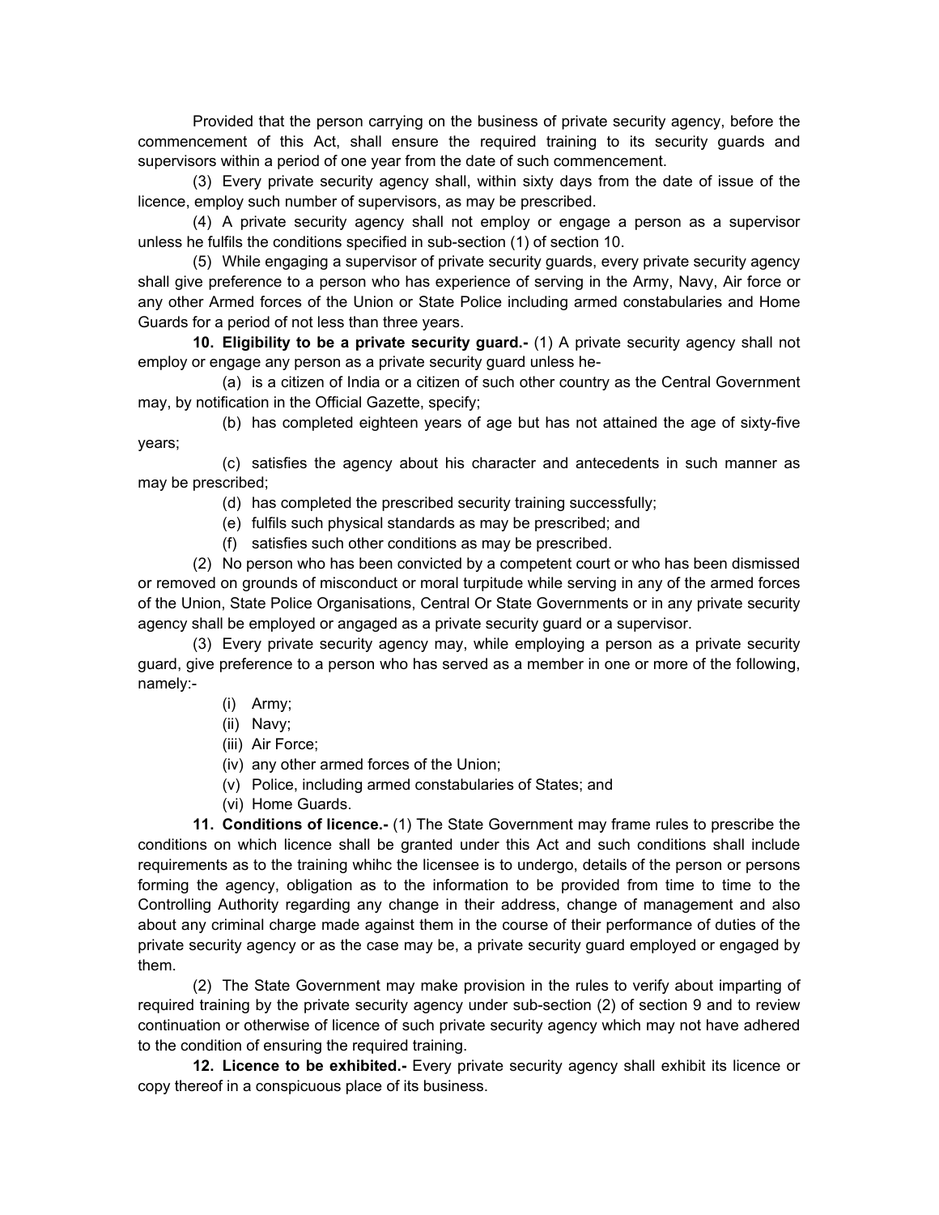Provided that the person carrying on the business of private security agency, before the commencement of this Act, shall ensure the required training to its security guards and supervisors within a period of one year from the date of such commencement.

(3) Every private security agency shall, within sixty days from the date of issue of the licence, employ such number of supervisors, as may be prescribed.

(4) A private security agency shall not employ or engage a person as a supervisor unless he fulfils the conditions specified in sub-section (1) of section 10.

(5) While engaging a supervisor of private security guards, every private security agency shall give preference to a person who has experience of serving in the Army, Navy, Air force or any other Armed forces of the Union or State Police including armed constabularies and Home Guards for a period of not less than three years.

**10. Eligibility to be a private security guard.-** (1) A private security agency shall not employ or engage any person as a private security guard unless he-

(a) is a citizen of India or a citizen of such other country as the Central Government may, by notification in the Official Gazette, specify;

(b) has completed eighteen years of age but has not attained the age of sixty-five years;

(c) satisfies the agency about his character and antecedents in such manner as may be prescribed;

(d) has completed the prescribed security training successfully;

(e) fulfils such physical standards as may be prescribed; and

(f) satisfies such other conditions as may be prescribed.

(2) No person who has been convicted by a competent court or who has been dismissed or removed on grounds of misconduct or moral turpitude while serving in any of the armed forces of the Union, State Police Organisations, Central Or State Governments or in any private security agency shall be employed or angaged as a private security guard or a supervisor.

(3) Every private security agency may, while employing a person as a private security guard, give preference to a person who has served as a member in one or more of the following, namely:-

(i) Army;

(ii) Navy;

(iii) Air Force;

(iv) any other armed forces of the Union;

(v) Police, including armed constabularies of States; and

(vi) Home Guards.

**11. Conditions of licence.-** (1) The State Government may frame rules to prescribe the conditions on which licence shall be granted under this Act and such conditions shall include requirements as to the training whihc the licensee is to undergo, details of the person or persons forming the agency, obligation as to the information to be provided from time to time to the Controlling Authority regarding any change in their address, change of management and also about any criminal charge made against them in the course of their performance of duties of the private security agency or as the case may be, a private security guard employed or engaged by them.

(2) The State Government may make provision in the rules to verify about imparting of required training by the private security agency under sub-section (2) of section 9 and to review continuation or otherwise of licence of such private security agency which may not have adhered to the condition of ensuring the required training.

**12. Licence to be exhibited.-** Every private security agency shall exhibit its licence or copy thereof in a conspicuous place of its business.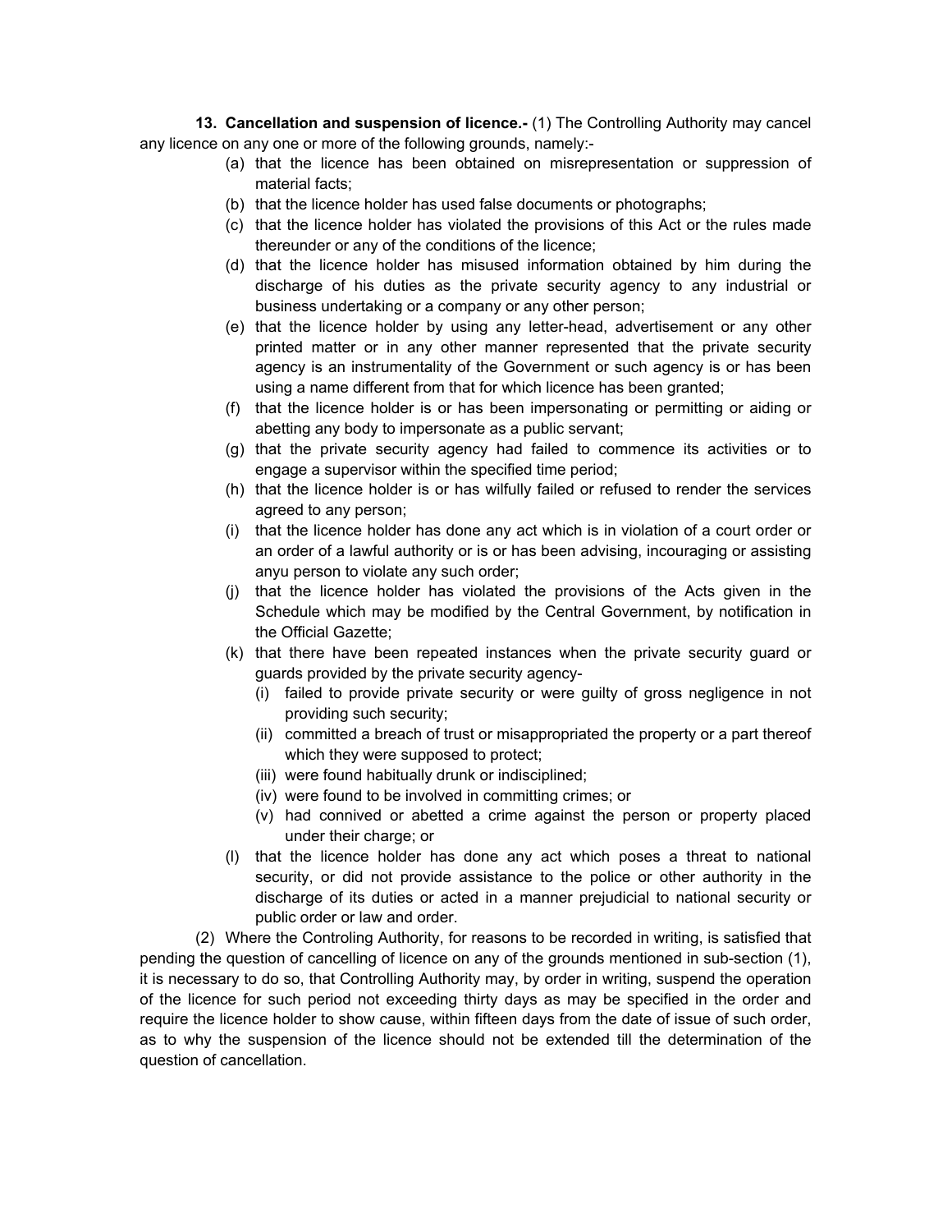**13. Cancellation and suspension of licence.-** (1) The Controlling Authority may cancel any licence on any one or more of the following grounds, namely:-

(a) that the licence has been obtained on misrepresentation or suppression of material facts;

(b) that the licence holder has used false documents or photographs;

(c) that the licence holder has violated the provisions of this Act or the rules made thereunder or any of the conditions of the licence;

(d) that the licence holder has misused information obtained by him during the discharge of his duties as the private security agency to any industrial or business undertaking or a company or any other person;

(e) that the licence holder by using any letter-head, advertisement or any other printed matter or in any other manner represented that the private security agency is an instrumentality of the Government or such agency is or has been using a name different from that for which licence has been granted;

(f) that the licence holder is or has been impersonating or permitting or aiding or abetting any body to impersonate as a public servant;

(g) that the private security agency had failed to commence its activities or to engage a supervisor within the specified time period;

(h) that the licence holder is or has wilfully failed or refused to render the services agreed to any person;

(i) that the licence holder has done any act which is in violation of a court order or an order of a lawful authority or is or has been advising, incouraging or assisting anyu person to violate any such order;

(j) that the licence holder has violated the provisions of the Acts given in the Schedule which may be modified by the Central Government, by notification in the Official Gazette;

(k) that there have been repeated instances when the private security guard or guards provided by the private security agency-

  (i) failed to provide private security or were guilty of gross negligence in not providing such security;

  (ii) committed a breach of trust or misappropriated the property or a part thereof which they were supposed to protect;

  (iii) were found habitually drunk or indisciplined;

  (iv) were found to be involved in committing crimes; or

  (v) had connived or abetted a crime against the person or property placed under their charge; or

(l) that the licence holder has done any act which poses a threat to national security, or did not provide assistance to the police or other authority in the discharge of its duties or acted in a manner prejudicial to national security or public order or law and order.

(2) Where the Controling Authority, for reasons to be recorded in writing, is satisfied that pending the question of cancelling of licence on any of the grounds mentioned in sub-section (1), it is necessary to do so, that Controlling Authority may, by order in writing, suspend the operation of the licence for such period not exceeding thirty days as may be specified in the order and require the licence holder to show cause, within fifteen days from the date of issue of such order, as to why the suspension of the licence should not be extended till the determination of the question of cancellation.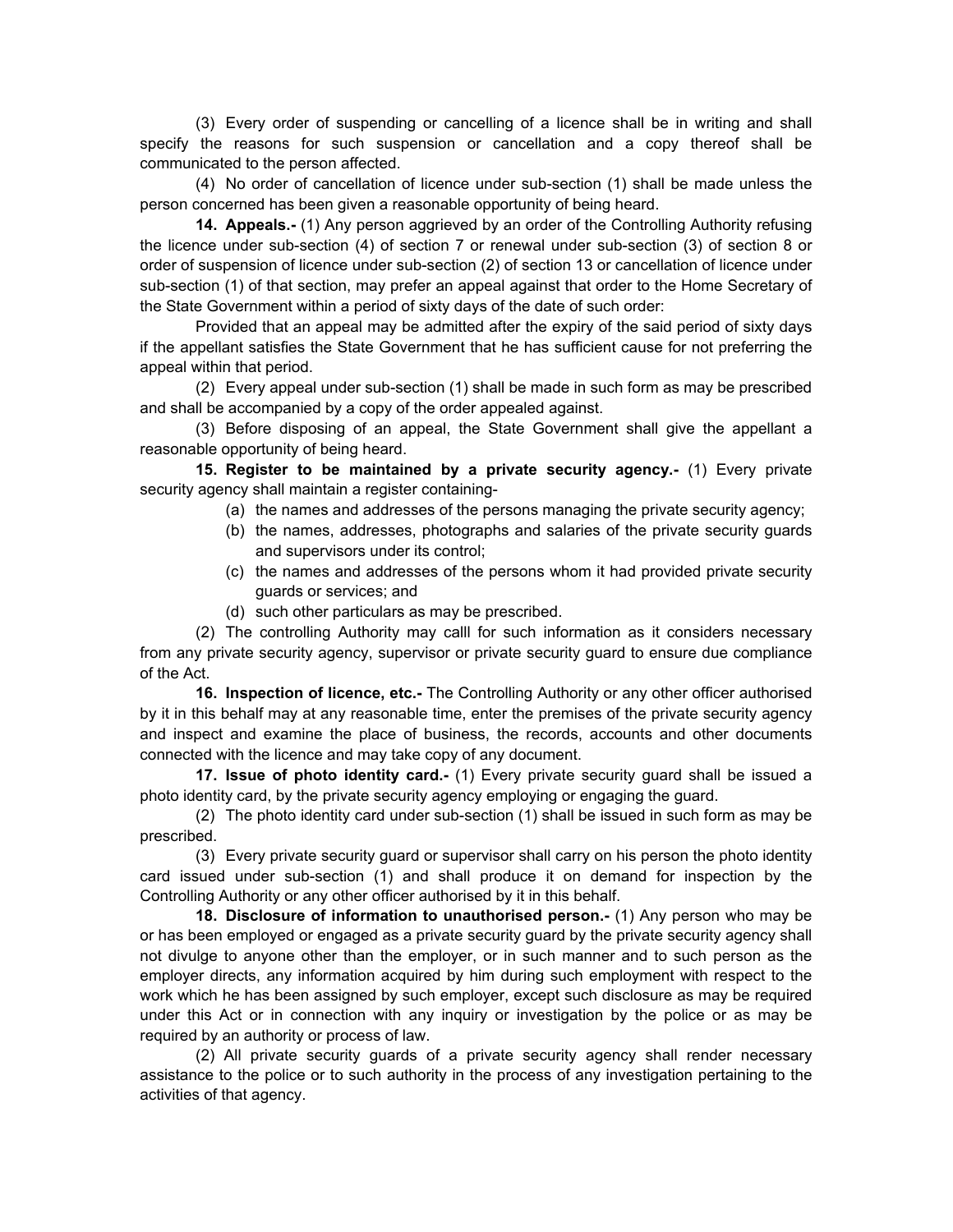(3) Every order of suspending or cancelling of a licence shall be in writing and shall specify the reasons for such suspension or cancellation and a copy thereof shall be communicated to the person affected.

(4) No order of cancellation of licence under sub-section (1) shall be made unless the person concerned has been given a reasonable opportunity of being heard.

**14. Appeals.-** (1) Any person aggrieved by an order of the Controlling Authority refusing the licence under sub-section (4) of section 7 or renewal under sub-section (3) of section 8 or order of suspension of licence under sub-section (2) of section 13 or cancellation of licence under sub-section (1) of that section, may prefer an appeal against that order to the Home Secretary of the State Government within a period of sixty days of the date of such order:

Provided that an appeal may be admitted after the expiry of the said period of sixty days if the appellant satisfies the State Government that he has sufficient cause for not preferring the appeal within that period.

(2) Every appeal under sub-section (1) shall be made in such form as may be prescribed and shall be accompanied by a copy of the order appealed against.

(3) Before disposing of an appeal, the State Government shall give the appellant a reasonable opportunity of being heard.

**15. Register to be maintained by a private security agency.-** (1) Every private security agency shall maintain a register containing-

(a) the names and addresses of the persons managing the private security agency;

(b) the names, addresses, photographs and salaries of the private security guards and supervisors under its control;

(c) the names and addresses of the persons whom it had provided private security guards or services; and

(d) such other particulars as may be prescribed.

(2) The controlling Authority may calll for such information as it considers necessary from any private security agency, supervisor or private security guard to ensure due compliance of the Act.

**16. Inspection of licence, etc.-** The Controlling Authority or any other officer authorised by it in this behalf may at any reasonable time, enter the premises of the private security agency and inspect and examine the place of business, the records, accounts and other documents connected with the licence and may take copy of any document.

**17. Issue of photo identity card.-** (1) Every private security guard shall be issued a photo identity card, by the private security agency employing or engaging the guard.

(2) The photo identity card under sub-section (1) shall be issued in such form as may be prescribed.

(3) Every private security guard or supervisor shall carry on his person the photo identity card issued under sub-section (1) and shall produce it on demand for inspection by the Controlling Authority or any other officer authorised by it in this behalf.

**18. Disclosure of information to unauthorised person.-** (1) Any person who may be or has been employed or engaged as a private security guard by the private security agency shall not divulge to anyone other than the employer, or in such manner and to such person as the employer directs, any information acquired by him during such employment with respect to the work which he has been assigned by such employer, except such disclosure as may be required under this Act or in connection with any inquiry or investigation by the police or as may be required by an authority or process of law.

(2) All private security guards of a private security agency shall render necessary assistance to the police or to such authority in the process of any investigation pertaining to the activities of that agency.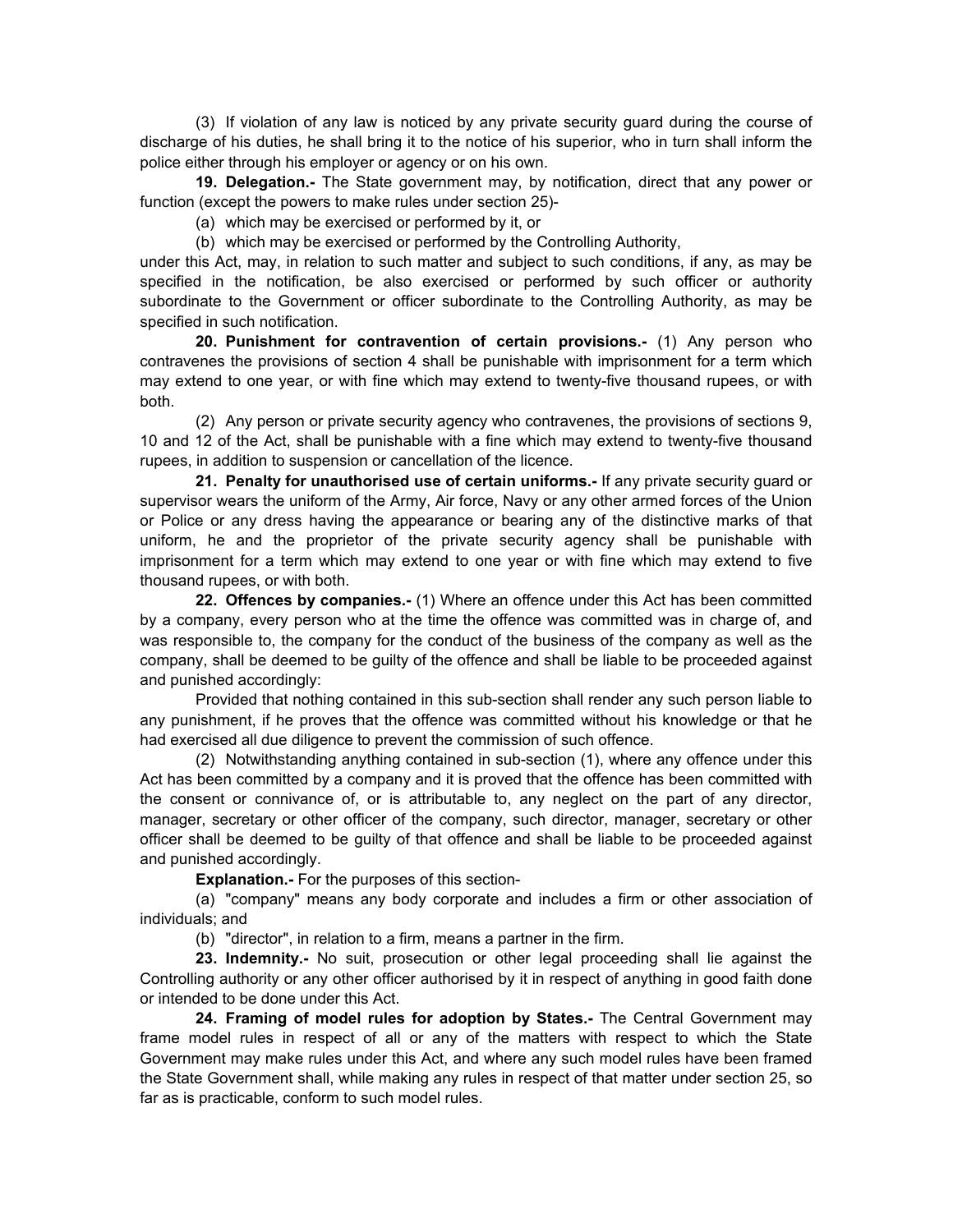(3) If violation of any law is noticed by any private security guard during the course of discharge of his duties, he shall bring it to the notice of his superior, who in turn shall inform the police either through his employer or agency or on his own.

**19. Delegation.-** The State government may, by notification, direct that any power or function (except the powers to make rules under section 25)-

(a) which may be exercised or performed by it, or

(b) which may be exercised or performed by the Controlling Authority,

under this Act, may, in relation to such matter and subject to such conditions, if any, as may be specified in the notification, be also exercised or performed by such officer or authority subordinate to the Government or officer subordinate to the Controlling Authority, as may be specified in such notification.

**20. Punishment for contravention of certain provisions.-** (1) Any person who contravenes the provisions of section 4 shall be punishable with imprisonment for a term which may extend to one year, or with fine which may extend to twenty-five thousand rupees, or with both.

(2) Any person or private security agency who contravenes, the provisions of sections 9, 10 and 12 of the Act, shall be punishable with a fine which may extend to twenty-five thousand rupees, in addition to suspension or cancellation of the licence.

**21. Penalty for unauthorised use of certain uniforms.-** If any private security guard or supervisor wears the uniform of the Army, Air force, Navy or any other armed forces of the Union or Police or any dress having the appearance or bearing any of the distinctive marks of that uniform, he and the proprietor of the private security agency shall be punishable with imprisonment for a term which may extend to one year or with fine which may extend to five thousand rupees, or with both.

**22. Offences by companies.-** (1) Where an offence under this Act has been committed by a company, every person who at the time the offence was committed was in charge of, and was responsible to, the company for the conduct of the business of the company as well as the company, shall be deemed to be guilty of the offence and shall be liable to be proceeded against and punished accordingly:

Provided that nothing contained in this sub-section shall render any such person liable to any punishment, if he proves that the offence was committed without his knowledge or that he had exercised all due diligence to prevent the commission of such offence.

(2) Notwithstanding anything contained in sub-section (1), where any offence under this Act has been committed by a company and it is proved that the offence has been committed with the consent or connivance of, or is attributable to, any neglect on the part of any director, manager, secretary or other officer of the company, such director, manager, secretary or other officer shall be deemed to be guilty of that offence and shall be liable to be proceeded against and punished accordingly.

**Explanation.-** For the purposes of this section-

(a) "company" means any body corporate and includes a firm or other association of individuals; and

(b) "director", in relation to a firm, means a partner in the firm.

**23. Indemnity.-** No suit, prosecution or other legal proceeding shall lie against the Controlling authority or any other officer authorised by it in respect of anything in good faith done or intended to be done under this Act.

**24. Framing of model rules for adoption by States.-** The Central Government may frame model rules in respect of all or any of the matters with respect to which the State Government may make rules under this Act, and where any such model rules have been framed the State Government shall, while making any rules in respect of that matter under section 25, so far as is practicable, conform to such model rules.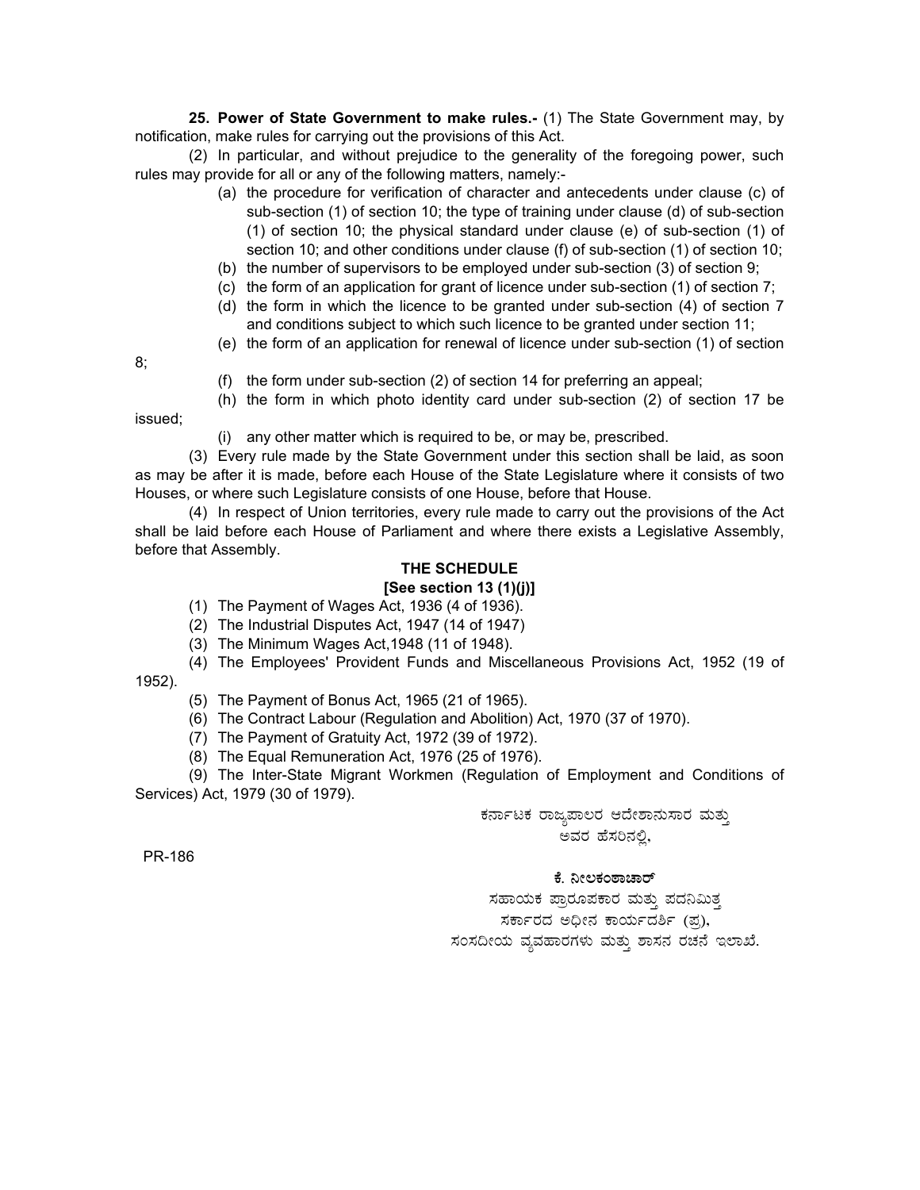**25. Power of State Government to make rules.-** (1) The State Government may, by notification, make rules for carrying out the provisions of this Act.

(2) In particular, and without prejudice to the generality of the foregoing power, such rules may provide for all or any of the following matters, namely:-

(a) the procedure for verification of character and antecedents under clause (c) of sub-section (1) of section 10; the type of training under clause (d) of sub-section (1) of section 10; the physical standard under clause (e) of sub-section (1) of section 10; and other conditions under clause (f) of sub-section (1) of section 10;

(b) the number of supervisors to be employed under sub-section (3) of section 9;

(c) the form of an application for grant of licence under sub-section (1) of section 7;

(d) the form in which the licence to be granted under sub-section (4) of section 7 and conditions subject to which such licence to be granted under section 11;

(e) the form of an application for renewal of licence under sub-section (1) of section 8;

(f) the form under sub-section (2) of section 14 for preferring an appeal;

(h) the form in which photo identity card under sub-section (2) of section 17 be issued;

(i) any other matter which is required to be, or may be, prescribed.

(3) Every rule made by the State Government under this section shall be laid, as soon as may be after it is made, before each House of the State Legislature where it consists of two Houses, or where such Legislature consists of one House, before that House.

(4) In respect of Union territories, every rule made to carry out the provisions of the Act shall be laid before each House of Parliament and where there exists a Legislative Assembly, before that Assembly.

**THE SCHEDULE**

**[See section 13 (1)(j)]**

(1) The Payment of Wages Act, 1936 (4 of 1936).

(2) The Industrial Disputes Act, 1947 (14 of 1947)

(3) The Minimum Wages Act,1948 (11 of 1948).

(4) The Employees' Provident Funds and Miscellaneous Provisions Act, 1952 (19 of 1952).

(5) The Payment of Bonus Act, 1965 (21 of 1965).

(6) The Contract Labour (Regulation and Abolition) Act, 1970 (37 of 1970).

(7) The Payment of Gratuity Act, 1972 (39 of 1972).

(8) The Equal Remuneration Act, 1976 (25 of 1976).

(9) The Inter-State Migrant Workmen (Regulation of Employment and Conditions of Services) Act, 1979 (30 of 1979).

ಕರ್ನಾಟಕ ರಾಜ್ಯಪಾಲರ ಆದೇಶಾನುಸಾರ ಮತ್ತು
ಅವರ ಹೆಸರಿನಲ್ಲಿ,

PR-186

**ಕೆ. ನೀಲಕಂಠಾಚಾರ್**

ಸಹಾಯಕ ಪ್ರಾರೂಪಕಾರ ಮತ್ತು ಪದನಿಮಿತ್ತ
ಸರ್ಕಾರದ ಅಧೀನ ಕಾರ್ಯದರ್ಶಿ (ಪ್ರ),
ಸಂಸದೀಯ ವ್ಯವಹಾರಗಳು ಮತ್ತು ಶಾಸನ ರಚನೆ ಇಲಾಖೆ.